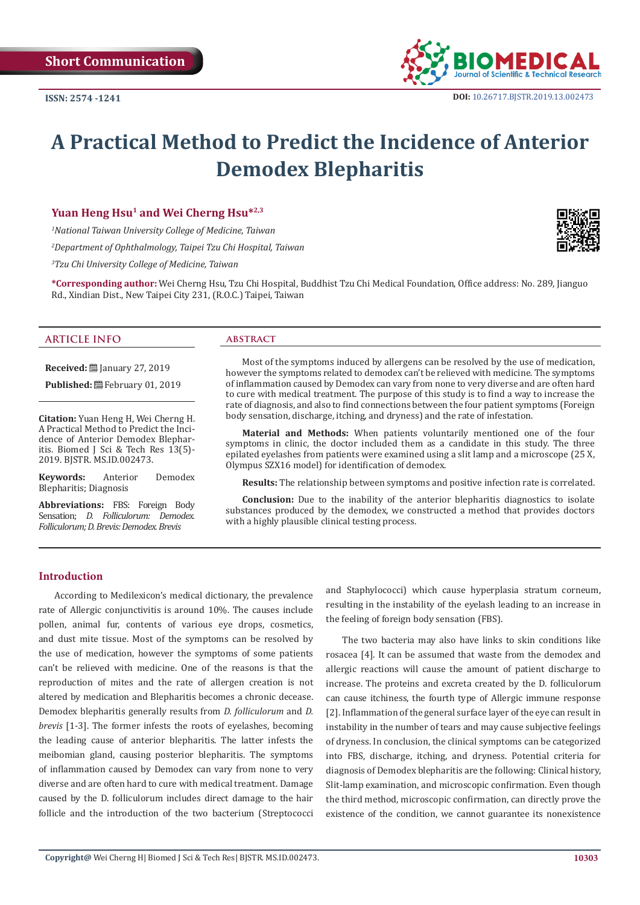Short Communication

ISSN: 2574 -1241

DOI: 10.26717.BJSTR.2019.13.002473

# A Practical Method to Predict the Incidence of Anterior Demodex Blepharitis

**Yuan Heng Hsu[1] and Wei Cherng Hsu*[2,3]**

*[1]National Taiwan University College of Medicine, Taiwan*

*[2]Department of Ophthalmology, Taipei Tzu Chi Hospital, Taiwan*

*[3]Tzu Chi University College of Medicine, Taiwan*

**\*Corresponding author:** Wei Cherng Hsu, Tzu Chi Hospital, Buddhist Tzu Chi Medical Foundation, Office address: No. 289, Jianguo Rd., Xindian Dist., New Taipei City 231, (R.O.C.) Taipei, Taiwan

## ARTICLE INFO

**Received:** January 27, 2019

**Published:** February 01, 2019

**Citation:** Yuan Heng H, Wei Cherng H. A Practical Method to Predict the Incidence of Anterior Demodex Blepharitis. Biomed J Sci & Tech Res 13(5)-2019. BJSTR. MS.ID.002473.

**Keywords:** Anterior Demodex Blepharitis; Diagnosis

**Abbreviations:** FBS: Foreign Body Sensation; *D. Folliculorum: Demodex. Folliculorum; D. Brevis: Demodex. Brevis*

## ABSTRACT

Most of the symptoms induced by allergens can be resolved by the use of medication, however the symptoms related to demodex can't be relieved with medicine. The symptoms of inflammation caused by Demodex can vary from none to very diverse and are often hard to cure with medical treatment. The purpose of this study is to find a way to increase the rate of diagnosis, and also to find connections between the four patient symptoms (Foreign body sensation, discharge, itching, and dryness) and the rate of infestation.

**Material and Methods:** When patients voluntarily mentioned one of the four symptoms in clinic, the doctor included them as a candidate in this study. The three epilated eyelashes from patients were examined using a slit lamp and a microscope (25 X, Olympus SZX16 model) for identification of demodex.

**Results:** The relationship between symptoms and positive infection rate is correlated.

**Conclusion:** Due to the inability of the anterior blepharitis diagnostics to isolate substances produced by the demodex, we constructed a method that provides doctors with a highly plausible clinical testing process.

## Introduction

According to Medilexicon's medical dictionary, the prevalence rate of Allergic conjunctivitis is around 10%. The causes include pollen, animal fur, contents of various eye drops, cosmetics, and dust mite tissue. Most of the symptoms can be resolved by the use of medication, however the symptoms of some patients can't be relieved with medicine. One of the reasons is that the reproduction of mites and the rate of allergen creation is not altered by medication and Blepharitis becomes a chronic decease. Demodex blepharitis generally results from *D. folliculorum* and *D. brevis* [1-3]. The former infests the roots of eyelashes, becoming the leading cause of anterior blepharitis. The latter infests the meibomian gland, causing posterior blepharitis. The symptoms of inflammation caused by Demodex can vary from none to very diverse and are often hard to cure with medical treatment. Damage caused by the D. folliculorum includes direct damage to the hair follicle and the introduction of the two bacterium (Streptococci and Staphylococci) which cause hyperplasia stratum corneum, resulting in the instability of the eyelash leading to an increase in the feeling of foreign body sensation (FBS).

The two bacteria may also have links to skin conditions like rosacea [4]. It can be assumed that waste from the demodex and allergic reactions will cause the amount of patient discharge to increase. The proteins and excreta created by the D. folliculorum can cause itchiness, the fourth type of Allergic immune response [2]. Inflammation of the general surface layer of the eye can result in instability in the number of tears and may cause subjective feelings of dryness. In conclusion, the clinical symptoms can be categorized into FBS, discharge, itching, and dryness. Potential criteria for diagnosis of Demodex blepharitis are the following: Clinical history, Slit-lamp examination, and microscopic confirmation. Even though the third method, microscopic confirmation, can directly prove the existence of the condition, we cannot guarantee its nonexistence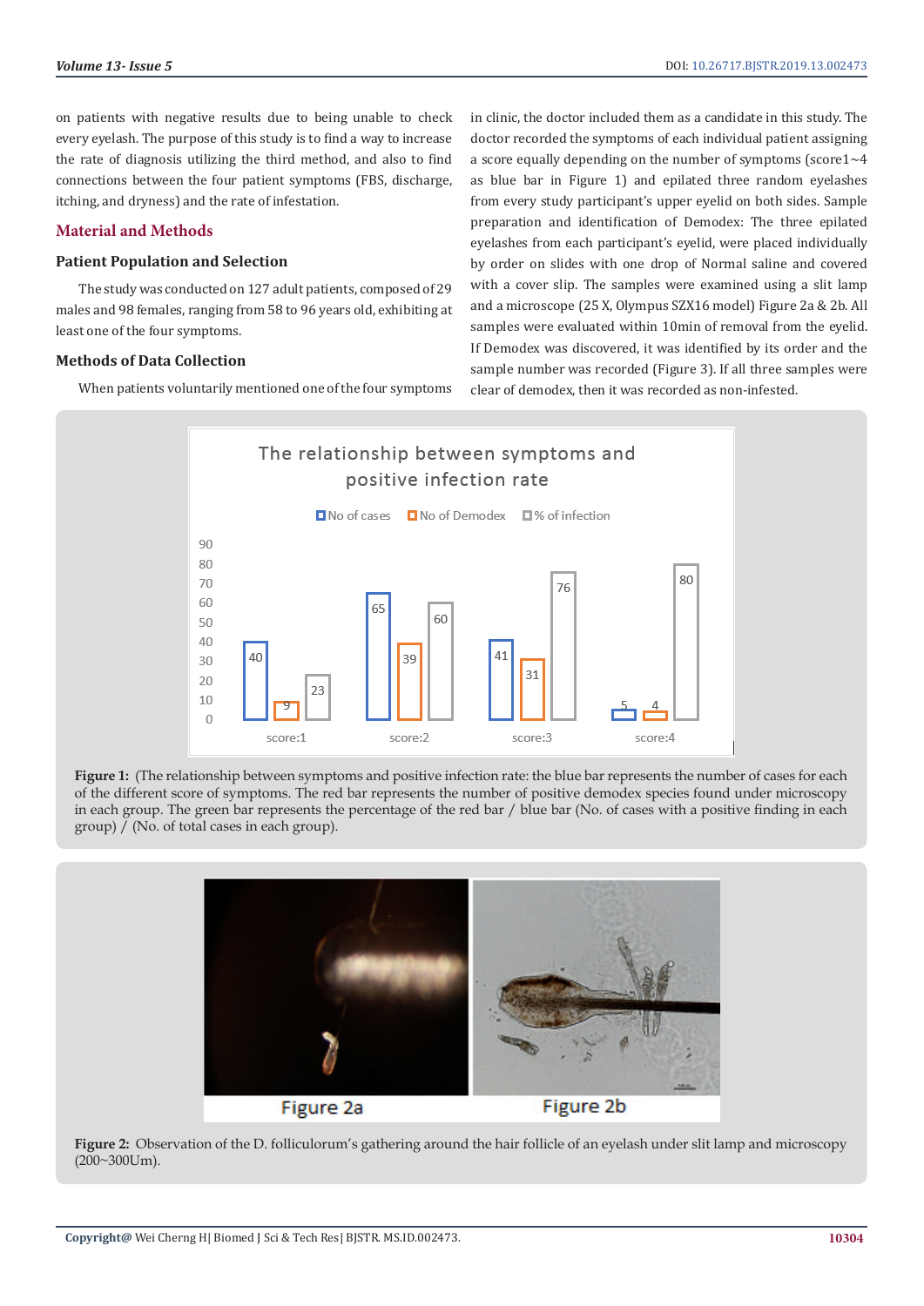on patients with negative results due to being unable to check every eyelash. The purpose of this study is to find a way to increase the rate of diagnosis utilizing the third method, and also to find connections between the four patient symptoms (FBS, discharge, itching, and dryness) and the rate of infestation.

## Material and Methods

### Patient Population and Selection

The study was conducted on 127 adult patients, composed of 29 males and 98 females, ranging from 58 to 96 years old, exhibiting at least one of the four symptoms.

### Methods of Data Collection

When patients voluntarily mentioned one of the four symptoms in clinic, the doctor included them as a candidate in this study. The doctor recorded the symptoms of each individual patient assigning a score equally depending on the number of symptoms (score1~4 as blue bar in Figure 1) and epilated three random eyelashes from every study participant's upper eyelid on both sides. Sample preparation and identification of Demodex: The three epilated eyelashes from each participant's eyelid, were placed individually by order on slides with one drop of Normal saline and covered with a cover slip. The samples were examined using a slit lamp and a microscope (25 X, Olympus SZX16 model) Figure 2a & 2b. All samples were evaluated within 10min of removal from the eyelid. If Demodex was discovered, it was identified by its order and the sample number was recorded (Figure 3). If all three samples were clear of demodex, then it was recorded as non-infested.

**Figure 1:** (The relationship between symptoms and positive infection rate: the blue bar represents the number of cases for each of the different score of symptoms. The red bar represents the number of positive demodex species found under microscopy in each group. The green bar represents the percentage of the red bar / blue bar (No. of cases with a positive finding in each group) / (No. of total cases in each group).

**Figure 2:** Observation of the D. folliculorum's gathering around the hair follicle of an eyelash under slit lamp and microscopy (200~300Um).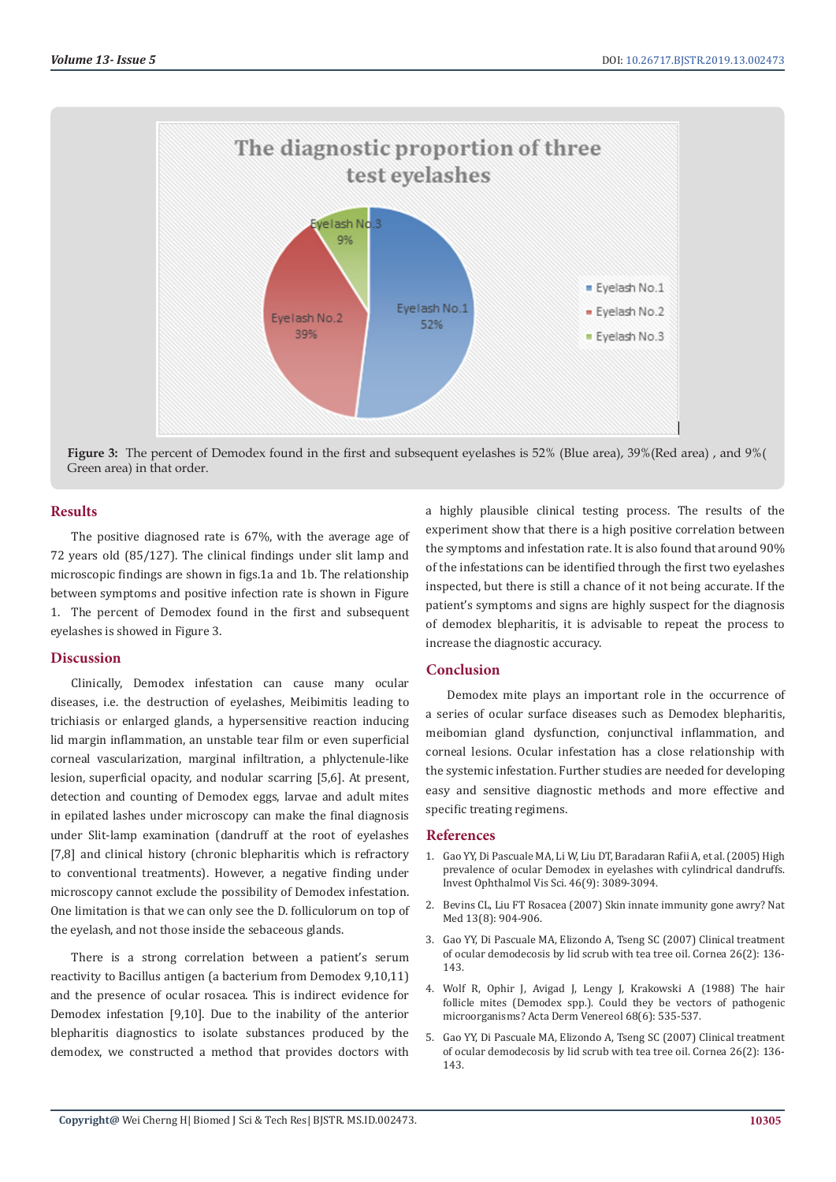Figure 3: The percent of Demodex found in the first and subsequent eyelashes is 52% (Blue area), 39%(Red area) , and 9%( Green area) in that order.

## Results

The positive diagnosed rate is 67%, with the average age of 72 years old (85/127). The clinical findings under slit lamp and microscopic findings are shown in figs.1a and 1b. The relationship between symptoms and positive infection rate is shown in Figure 1. The percent of Demodex found in the first and subsequent eyelashes is showed in Figure 3.

## Discussion

Clinically, Demodex infestation can cause many ocular diseases, i.e. the destruction of eyelashes, Meibimitis leading to trichiasis or enlarged glands, a hypersensitive reaction inducing lid margin inflammation, an unstable tear film or even superficial corneal vascularization, marginal infiltration, a phlyctenule-like lesion, superficial opacity, and nodular scarring [5,6]. At present, detection and counting of Demodex eggs, larvae and adult mites in epilated lashes under microscopy can make the final diagnosis under Slit-lamp examination (dandruff at the root of eyelashes [7,8] and clinical history (chronic blepharitis which is refractory to conventional treatments). However, a negative finding under microscopy cannot exclude the possibility of Demodex infestation. One limitation is that we can only see the D. folliculorum on top of the eyelash, and not those inside the sebaceous glands.

There is a strong correlation between a patient's serum reactivity to Bacillus antigen (a bacterium from Demodex 9,10,11) and the presence of ocular rosacea. This is indirect evidence for Demodex infestation [9,10]. Due to the inability of the anterior blepharitis diagnostics to isolate substances produced by the demodex, we constructed a method that provides doctors with a highly plausible clinical testing process. The results of the experiment show that there is a high positive correlation between the symptoms and infestation rate. It is also found that around 90% of the infestations can be identified through the first two eyelashes inspected, but there is still a chance of it not being accurate. If the patient's symptoms and signs are highly suspect for the diagnosis of demodex blepharitis, it is advisable to repeat the process to increase the diagnostic accuracy.

## Conclusion

Demodex mite plays an important role in the occurrence of a series of ocular surface diseases such as Demodex blepharitis, meibomian gland dysfunction, conjunctival inflammation, and corneal lesions. Ocular infestation has a close relationship with the systemic infestation. Further studies are needed for developing easy and sensitive diagnostic methods and more effective and specific treating regimens.

## References

1. Gao YY, Di Pascuale MA, Li W, Liu DT, Baradaran Rafii A, et al. (2005) High prevalence of ocular Demodex in eyelashes with cylindrical dandruffs. Invest Ophthalmol Vis Sci. 46(9): 3089-3094.
2. Bevins CL, Liu FT Rosacea (2007) Skin innate immunity gone awry? Nat Med 13(8): 904-906.
3. Gao YY, Di Pascuale MA, Elizondo A, Tseng SC (2007) Clinical treatment of ocular demodecosis by lid scrub with tea tree oil. Cornea 26(2): 136-143.
4. Wolf R, Ophir J, Avigad J, Lengy J, Krakowski A (1988) The hair follicle mites (Demodex spp.). Could they be vectors of pathogenic microorganisms? Acta Derm Venereol 68(6): 535-537.
5. Gao YY, Di Pascuale MA, Elizondo A, Tseng SC (2007) Clinical treatment of ocular demodecosis by lid scrub with tea tree oil. Cornea 26(2): 136-143.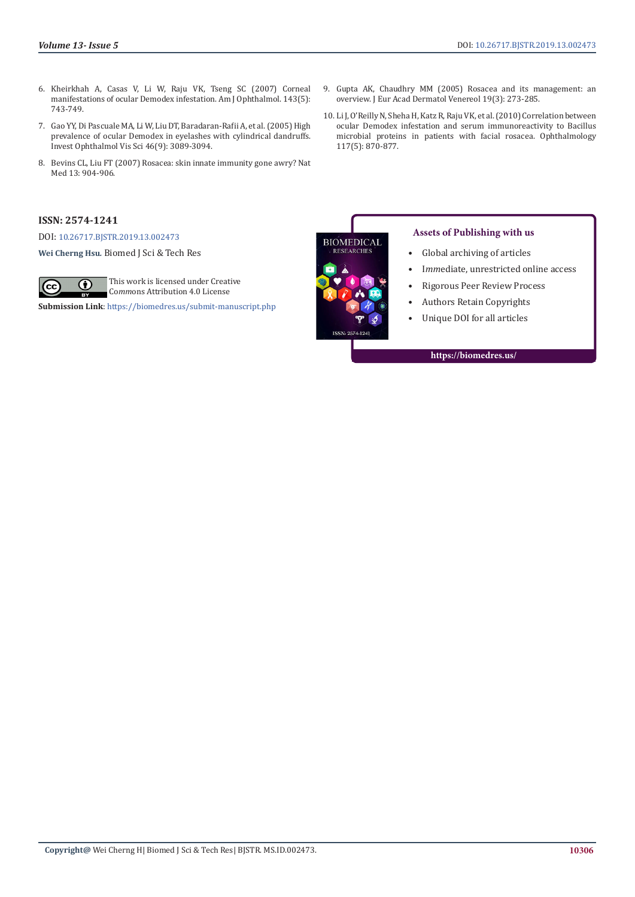6. Kheirkhah A, Casas V, Li W, Raju VK, Tseng SC (2007) Corneal manifestations of ocular Demodex infestation. Am J Ophthalmol. 143(5): 743-749.
7. Gao YY, Di Pascuale MA, Li W, Liu DT, Baradaran-Rafii A, et al. (2005) High prevalence of ocular Demodex in eyelashes with cylindrical dandruffs. Invest Ophthalmol Vis Sci 46(9): 3089-3094.
8. Bevins CL, Liu FT (2007) Rosacea: skin innate immunity gone awry? Nat Med 13: 904-906.
9. Gupta AK, Chaudhry MM (2005) Rosacea and its management: an overview. J Eur Acad Dermatol Venereol 19(3): 273-285.
10. Li J, O'Reilly N, Sheha H, Katz R, Raju VK, et al. (2010) Correlation between ocular Demodex infestation and serum immunoreactivity to Bacillus microbial proteins in patients with facial rosacea. Ophthalmology 117(5): 870-877.

**ISSN: 2574-1241**

DOI: 10.26717.BJSTR.2019.13.002473

**Wei Cherng Hsu.** Biomed J Sci & Tech Res

This work is licensed under Creative Commons Attribution 4.0 License

**Submission Link**: https://biomedres.us/submit-manuscript.php

BIOMEDICAL RESEARCHES

ISSN: 2574-1241

**Assets of Publishing with us**

- Global archiving of articles
- Immediate, unrestricted online access
- Rigorous Peer Review Process
- Authors Retain Copyrights
- Unique DOI for all articles

**https://biomedres.us/**